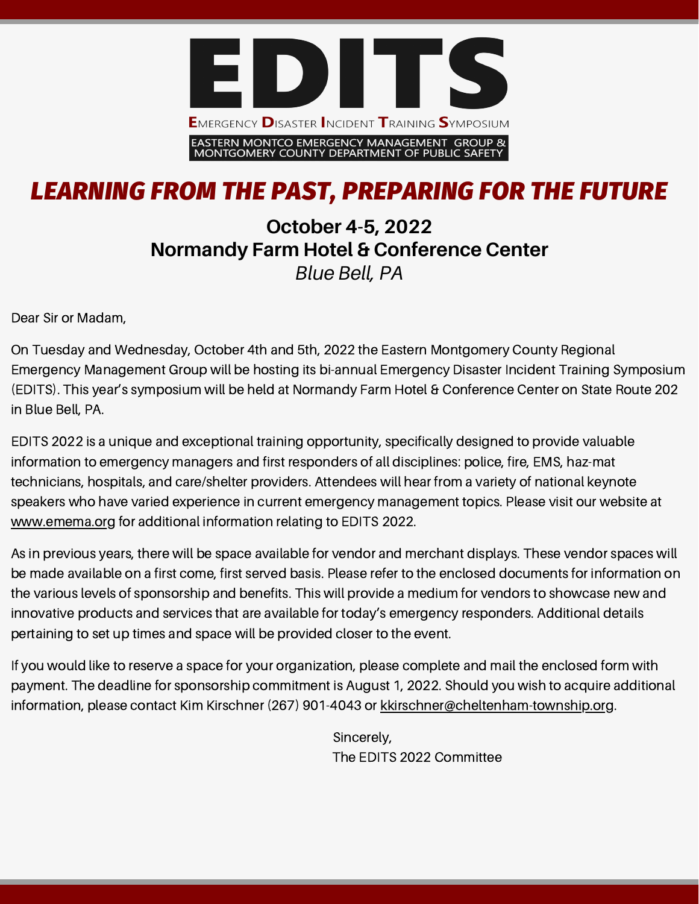# EDITS

**E**MERGENCY **D**ISASTER **I**NCIDENT **T**RAINING **S**YMPOSIUM

EASTERN MONTCO EMERGENCY MANAGEMENT GROUP & MONTGOMERY COUNTY DEPARTMENT OF PUBLIC SAFETY

## *LEARNING FROM THE PAST, PREPARING FOR THE FUTURE*

**October 4-5, 2022**
**Normandy Farm Hotel & Conference Center**
*Blue Bell, PA*

Dear Sir or Madam,

On Tuesday and Wednesday, October 4th and 5th, 2022 the Eastern Montgomery County Regional Emergency Management Group will be hosting its bi-annual Emergency Disaster Incident Training Symposium (EDITS). This year's symposium will be held at Normandy Farm Hotel & Conference Center on State Route 202 in Blue Bell, PA.

EDITS 2022 is a unique and exceptional training opportunity, specifically designed to provide valuable information to emergency managers and first responders of all disciplines: police, fire, EMS, haz-mat technicians, hospitals, and care/shelter providers. Attendees will hear from a variety of national keynote speakers who have varied experience in current emergency management topics. Please visit our website at www.emema.org for additional information relating to EDITS 2022.

As in previous years, there will be space available for vendor and merchant displays. These vendor spaces will be made available on a first come, first served basis. Please refer to the enclosed documents for information on the various levels of sponsorship and benefits. This will provide a medium for vendors to showcase new and innovative products and services that are available for today's emergency responders. Additional details pertaining to set up times and space will be provided closer to the event.

If you would like to reserve a space for your organization, please complete and mail the enclosed form with payment. The deadline for sponsorship commitment is August 1, 2022. Should you wish to acquire additional information, please contact Kim Kirschner (267) 901-4043 or kkirschner@cheltenham-township.org.

Sincerely,
The EDITS 2022 Committee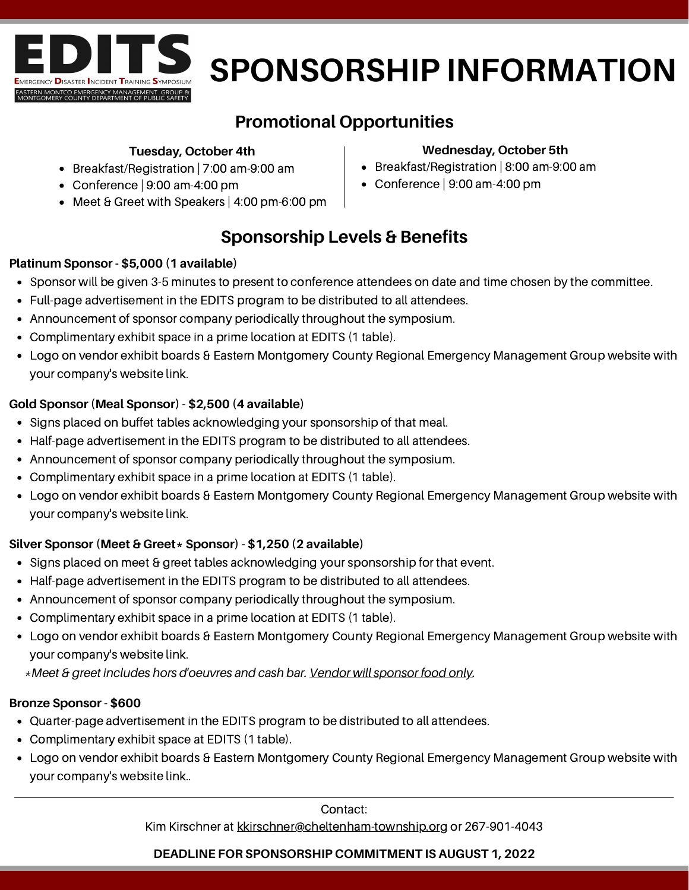# EDITS

EMERGENCY DISASTER INCIDENT TRAINING SYMPOSIUM

EASTERN MONTCO EMERGENCY MANAGEMENT GROUP & MONTGOMERY COUNTY DEPARTMENT OF PUBLIC SAFETY

# SPONSORSHIP INFORMATION

## Promotional Opportunities

**Tuesday, October 4th**

- Breakfast/Registration | 7:00 am-9:00 am
- Conference | 9:00 am-4:00 pm
- Meet & Greet with Speakers | 4:00 pm-6:00 pm

**Wednesday, October 5th**

- Breakfast/Registration | 8:00 am-9:00 am
- Conference | 9:00 am-4:00 pm

## Sponsorship Levels & Benefits

**Platinum Sponsor - $5,000 (1 available)**

- Sponsor will be given 3-5 minutes to present to conference attendees on date and time chosen by the committee.
- Full-page advertisement in the EDITS program to be distributed to all attendees.
- Announcement of sponsor company periodically throughout the symposium.
- Complimentary exhibit space in a prime location at EDITS (1 table).
- Logo on vendor exhibit boards & Eastern Montgomery County Regional Emergency Management Group website with your company's website link.

**Gold Sponsor (Meal Sponsor) - $2,500 (4 available)**

- Signs placed on buffet tables acknowledging your sponsorship of that meal.
- Half-page advertisement in the EDITS program to be distributed to all attendees.
- Announcement of sponsor company periodically throughout the symposium.
- Complimentary exhibit space in a prime location at EDITS (1 table).
- Logo on vendor exhibit boards & Eastern Montgomery County Regional Emergency Management Group website with your company's website link.

**Silver Sponsor (Meet & Greet* Sponsor) - $1,250 (2 available)**

- Signs placed on meet & greet tables acknowledging your sponsorship for that event.
- Half-page advertisement in the EDITS program to be distributed to all attendees.
- Announcement of sponsor company periodically throughout the symposium.
- Complimentary exhibit space in a prime location at EDITS (1 table).
- Logo on vendor exhibit boards & Eastern Montgomery County Regional Emergency Management Group website with your company's website link.

*\*Meet & greet includes hors d'oeuvres and cash bar. Vendor will sponsor food only.*

**Bronze Sponsor - $600**

- Quarter-page advertisement in the EDITS program to be distributed to all attendees.
- Complimentary exhibit space at EDITS (1 table).
- Logo on vendor exhibit boards & Eastern Montgomery County Regional Emergency Management Group website with your company's website link..

---

Contact:

Kim Kirschner at kkirschner@cheltenham-township.org or 267-901-4043

**DEADLINE FOR SPONSORSHIP COMMITMENT IS AUGUST 1, 2022**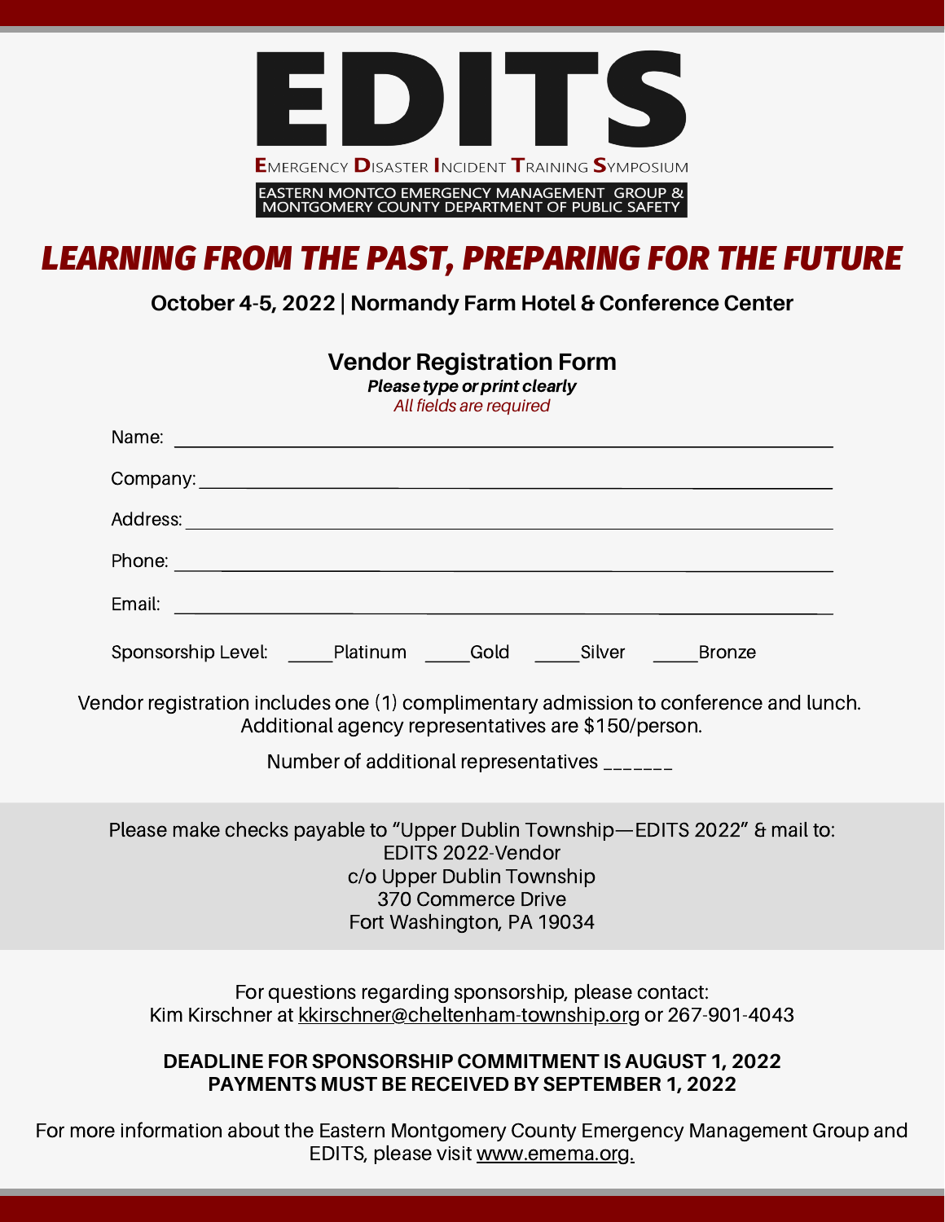# EDITS

**E**MERGENCY **D**ISASTER **I**NCIDENT **T**RAINING **S**YMPOSIUM

EASTERN MONTCO EMERGENCY MANAGEMENT GROUP & MONTGOMERY COUNTY DEPARTMENT OF PUBLIC SAFETY

## *LEARNING FROM THE PAST, PREPARING FOR THE FUTURE*

**October 4-5, 2022 | Normandy Farm Hotel & Conference Center**

### Vendor Registration Form

***Please type or print clearly***

*All fields are required*

Name: ______________________________________________

Company: ______________________________________________

Address: ______________________________________________

Phone: ______________________________________________

Email: ______________________________________________

Sponsorship Level: _____Platinum _____Gold _____Silver _____Bronze

Vendor registration includes one (1) complimentary admission to conference and lunch. Additional agency representatives are $150/person.

Number of additional representatives _______

Please make checks payable to "Upper Dublin Township—EDITS 2022" & mail to:
EDITS 2022-Vendor
c/o Upper Dublin Township
370 Commerce Drive
Fort Washington, PA 19034

For questions regarding sponsorship, please contact:
Kim Kirschner at kkirschner@cheltenham-township.org or 267-901-4043

**DEADLINE FOR SPONSORSHIP COMMITMENT IS AUGUST 1, 2022**
**PAYMENTS MUST BE RECEIVED BY SEPTEMBER 1, 2022**

For more information about the Eastern Montgomery County Emergency Management Group and EDITS, please visit www.emema.org.